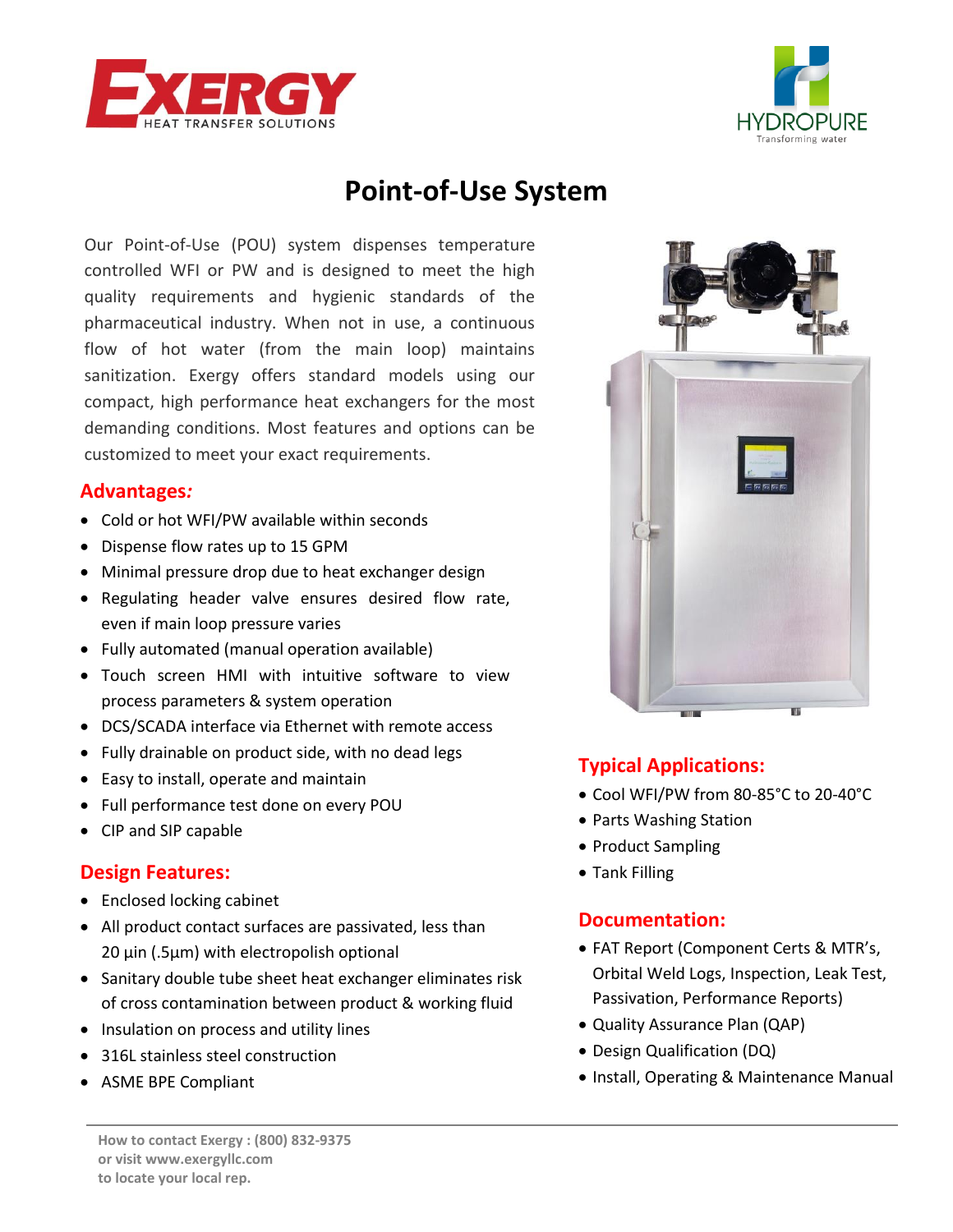EXERGY HEAT TRANSFER SOLUTIONS

HYDROPURE Transforming water

# Point-of-Use System

Our Point-of-Use (POU) system dispenses temperature controlled WFI or PW and is designed to meet the high quality requirements and hygienic standards of the pharmaceutical industry. When not in use, a continuous flow of hot water (from the main loop) maintains sanitization. Exergy offers standard models using our compact, high performance heat exchangers for the most demanding conditions. Most features and options can be customized to meet your exact requirements.

## Advantages:

- Cold or hot WFI/PW available within seconds
- Dispense flow rates up to 15 GPM
- Minimal pressure drop due to heat exchanger design
- Regulating header valve ensures desired flow rate, even if main loop pressure varies
- Fully automated (manual operation available)
- Touch screen HMI with intuitive software to view process parameters & system operation
- DCS/SCADA interface via Ethernet with remote access
- Fully drainable on product side, with no dead legs
- Easy to install, operate and maintain
- Full performance test done on every POU
- CIP and SIP capable

## Design Features:

- Enclosed locking cabinet
- All product contact surfaces are passivated, less than 20 µin (.5µm) with electropolish optional
- Sanitary double tube sheet heat exchanger eliminates risk of cross contamination between product & working fluid
- Insulation on process and utility lines
- 316L stainless steel construction
- ASME BPE Compliant

## Typical Applications:

- Cool WFI/PW from 80-85°C to 20-40°C
- Parts Washing Station
- Product Sampling
- Tank Filling

## Documentation:

- FAT Report (Component Certs & MTR's, Orbital Weld Logs, Inspection, Leak Test, Passivation, Performance Reports)
- Quality Assurance Plan (QAP)
- Design Qualification (DQ)
- Install, Operating & Maintenance Manual

**How to contact Exergy : (800) 832-9375**
**or visit www.exergyllc.com**
**to locate your local rep.**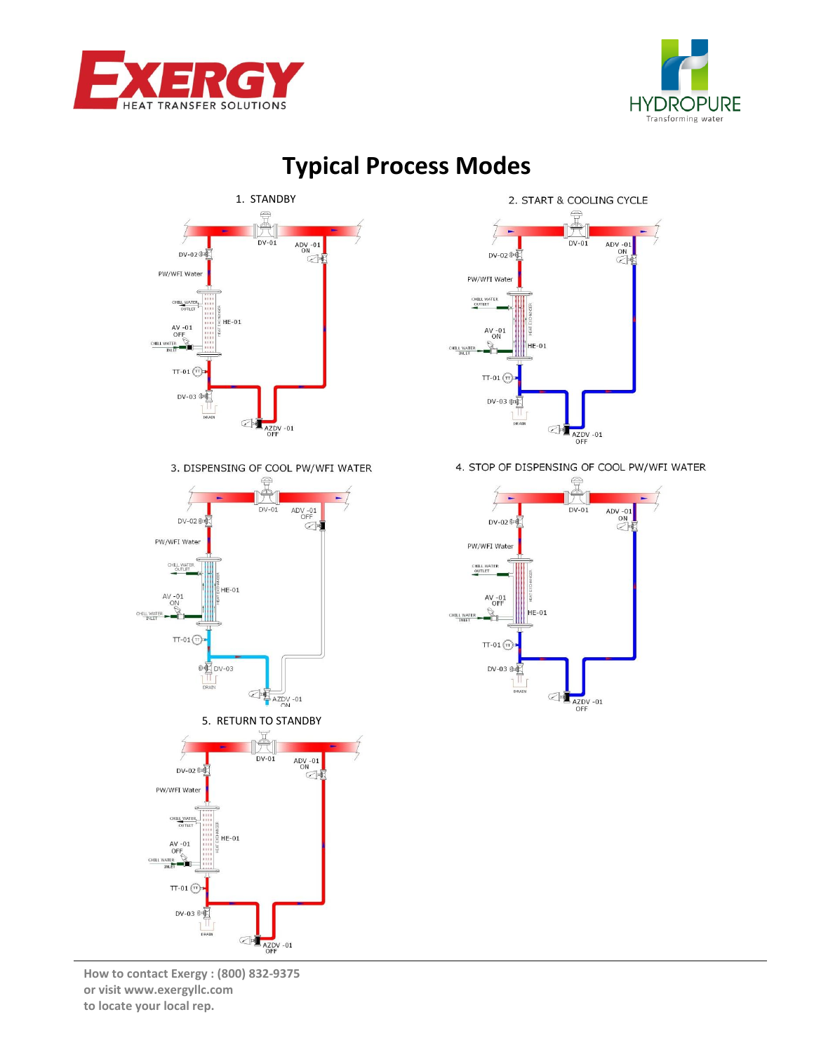# Typical Process Modes

1. STANDBY

DV-01
ADV -01
ON
DV-02
PW/WFI Water
CHILL WATER OUTLET
HEAT EXCHANGER
HE-01
AV -01
OFF
CHILL WATER INLET
TT-01
DV-03
DRAIN
AZDV -01
OFF

2. START & COOLING CYCLE

DV-01
ADV -01
ON
DV-02
PW/WFI Water
CHILL WATER OUTLET
HEAT EXCHANGER
AV -01
ON
CHILL WATER INLET
HE-01
TT-01
DV-03
DRAIN
AZDV -01
OFF

3. DISPENSING OF COOL PW/WFI WATER

DV-01
ADV -01
OFF
DV-02
PW/WFI Water
CHILL WATER OUTLET
HEAT EXCHANGER
HE-01
AV -01
ON
CHILL WATER INLET
TT-01
DV-03
DRAIN
AZDV -01
ON

4. STOP OF DISPENSING OF COOL PW/WFI WATER

DV-01
ADV -01
ON
DV-02
PW/WFI Water
CHILL WATER OUTLET
HEAT EXCHANGER
AV -01
OFF
CHILL WATER INLET
HE-01
TT-01
DV-03
DRAIN
AZDV -01
OFF

5. RETURN TO STANDBY

DV-01
ADV -01
ON
DV-02
PW/WFI Water
CHILL WATER OUTLET
HEAT EXCHANGER
HE-01
AV -01
OFF
CHILL WATER INLET
TT-01
DV-03
DRAIN
AZDV -01
OFF

**How to contact Exergy : (800) 832-9375**
**or visit www.exergyllc.com**
**to locate your local rep.**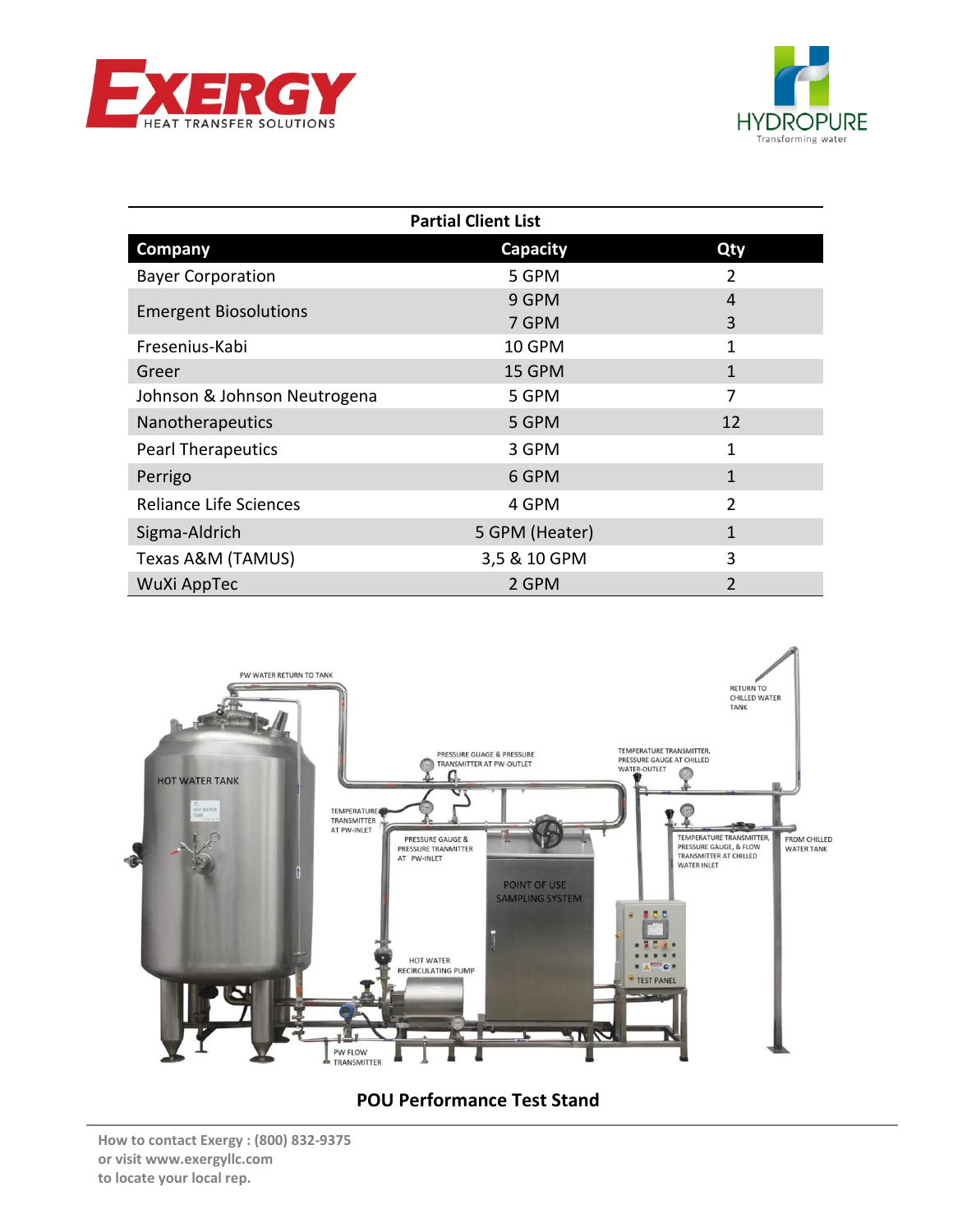**Partial Client List**

| Company | Capacity | Qty |
|---|---|---|
| Bayer Corporation | 5 GPM | 2 |
| Emergent Biosolutions | 9 GPM | 4 |
| | 7 GPM | 3 |
| Fresenius-Kabi | 10 GPM | 1 |
| Greer | 15 GPM | 1 |
| Johnson & Johnson Neutrogena | 5 GPM | 7 |
| Nanotherapeutics | 5 GPM | 12 |
| Pearl Therapeutics | 3 GPM | 1 |
| Perrigo | 6 GPM | 1 |
| Reliance Life Sciences | 4 GPM | 2 |
| Sigma-Aldrich | 5 GPM (Heater) | 1 |
| Texas A&M (TAMUS) | 3,5 & 10 GPM | 3 |
| WuXi AppTec | 2 GPM | 2 |

**POU Performance Test Stand**

How to contact Exergy : (800) 832-9375
or visit www.exergyllc.com
to locate your local rep.